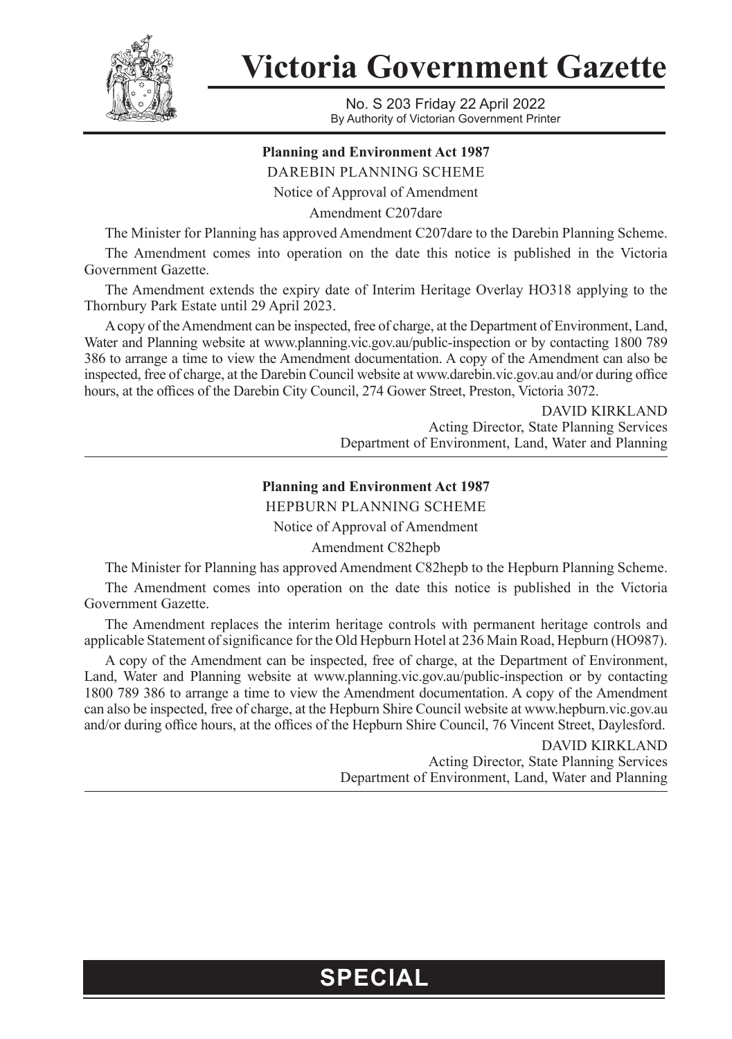# Victoria Government Gazette

No. S 203 Friday 22 April 2022
By Authority of Victorian Government Printer

**Planning and Environment Act 1987**

DAREBIN PLANNING SCHEME

Notice of Approval of Amendment

Amendment C207dare

The Minister for Planning has approved Amendment C207dare to the Darebin Planning Scheme.

The Amendment comes into operation on the date this notice is published in the Victoria Government Gazette.

The Amendment extends the expiry date of Interim Heritage Overlay HO318 applying to the Thornbury Park Estate until 29 April 2023.

A copy of the Amendment can be inspected, free of charge, at the Department of Environment, Land, Water and Planning website at www.planning.vic.gov.au/public-inspection or by contacting 1800 789 386 to arrange a time to view the Amendment documentation. A copy of the Amendment can also be inspected, free of charge, at the Darebin Council website at www.darebin.vic.gov.au and/or during office hours, at the offices of the Darebin City Council, 274 Gower Street, Preston, Victoria 3072.

DAVID KIRKLAND
Acting Director, State Planning Services
Department of Environment, Land, Water and Planning

---

**Planning and Environment Act 1987**

HEPBURN PLANNING SCHEME

Notice of Approval of Amendment

Amendment C82hepb

The Minister for Planning has approved Amendment C82hepb to the Hepburn Planning Scheme.

The Amendment comes into operation on the date this notice is published in the Victoria Government Gazette.

The Amendment replaces the interim heritage controls with permanent heritage controls and applicable Statement of significance for the Old Hepburn Hotel at 236 Main Road, Hepburn (HO987).

A copy of the Amendment can be inspected, free of charge, at the Department of Environment, Land, Water and Planning website at www.planning.vic.gov.au/public-inspection or by contacting 1800 789 386 to arrange a time to view the Amendment documentation. A copy of the Amendment can also be inspected, free of charge, at the Hepburn Shire Council website at www.hepburn.vic.gov.au and/or during office hours, at the offices of the Hepburn Shire Council, 76 Vincent Street, Daylesford.

DAVID KIRKLAND
Acting Director, State Planning Services
Department of Environment, Land, Water and Planning

**SPECIAL**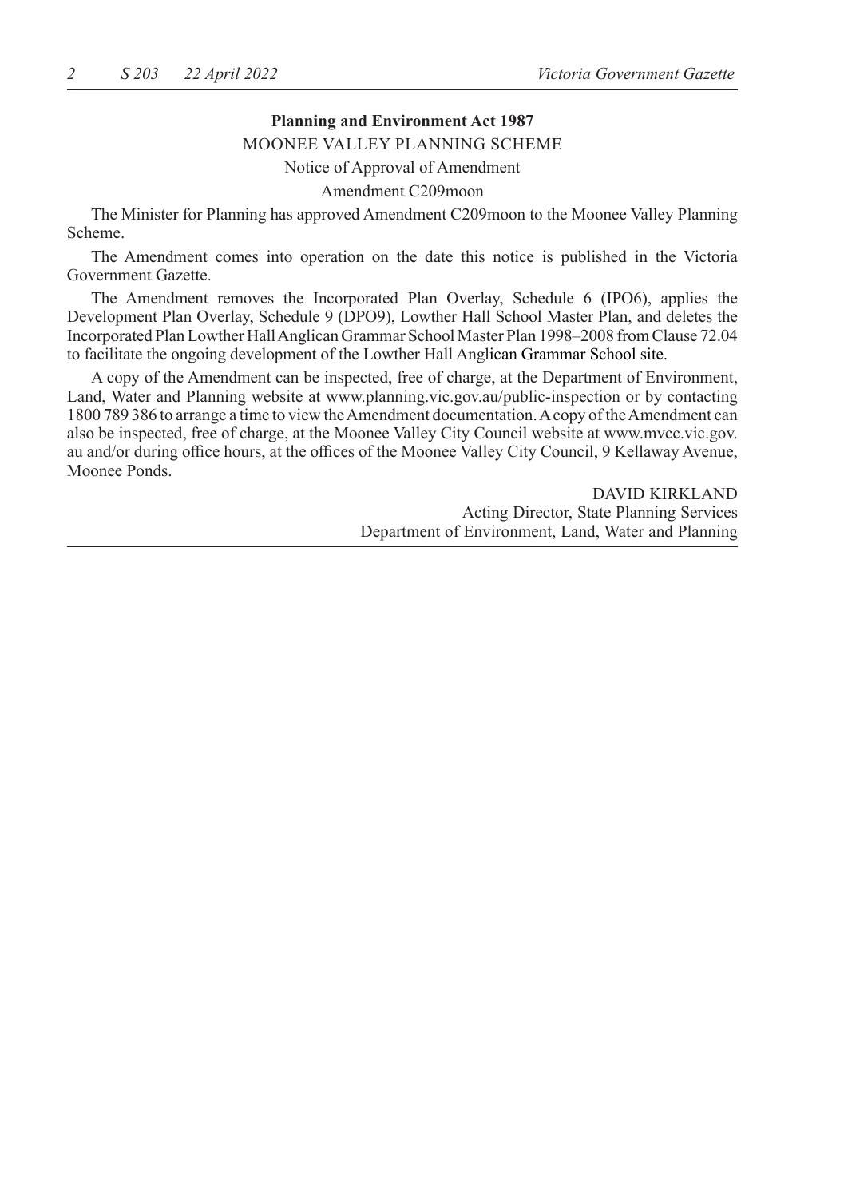**Planning and Environment Act 1987**

MOONEE VALLEY PLANNING SCHEME

Notice of Approval of Amendment

Amendment C209moon

The Minister for Planning has approved Amendment C209moon to the Moonee Valley Planning Scheme.

The Amendment comes into operation on the date this notice is published in the Victoria Government Gazette.

The Amendment removes the Incorporated Plan Overlay, Schedule 6 (IPO6), applies the Development Plan Overlay, Schedule 9 (DPO9), Lowther Hall School Master Plan, and deletes the Incorporated Plan Lowther Hall Anglican Grammar School Master Plan 1998–2008 from Clause 72.04 to facilitate the ongoing development of the Lowther Hall Anglican Grammar School site.

A copy of the Amendment can be inspected, free of charge, at the Department of Environment, Land, Water and Planning website at www.planning.vic.gov.au/public-inspection or by contacting 1800 789 386 to arrange a time to view the Amendment documentation. A copy of the Amendment can also be inspected, free of charge, at the Moonee Valley City Council website at www.mvcc.vic.gov.au and/or during office hours, at the offices of the Moonee Valley City Council, 9 Kellaway Avenue, Moonee Ponds.

DAVID KIRKLAND
Acting Director, State Planning Services
Department of Environment, Land, Water and Planning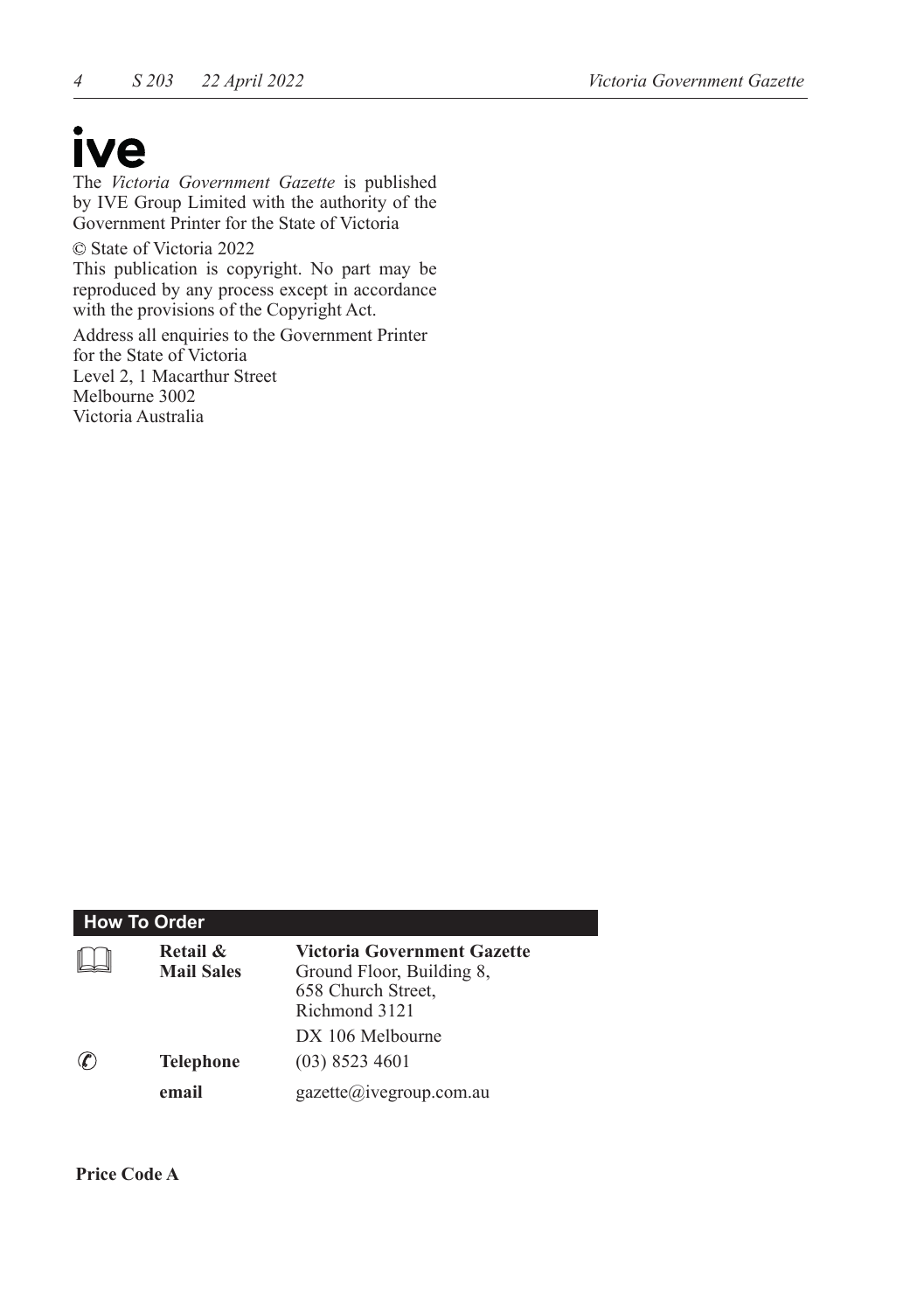ive

The *Victoria Government Gazette* is published by IVE Group Limited with the authority of the Government Printer for the State of Victoria

© State of Victoria 2022

This publication is copyright. No part may be reproduced by any process except in accordance with the provisions of the Copyright Act.

Address all enquiries to the Government Printer for the State of Victoria
Level 2, 1 Macarthur Street
Melbourne 3002
Victoria Australia

**How To Order**

| | | |
|---|---|---|
| **Retail & Mail Sales** | | **Victoria Government Gazette**<br>Ground Floor, Building 8,<br>658 Church Street,<br>Richmond 3121<br>DX 106 Melbourne |
| **Telephone** | | (03) 8523 4601 |
| **email** | | gazette@ivegroup.com.au |

**Price Code A**